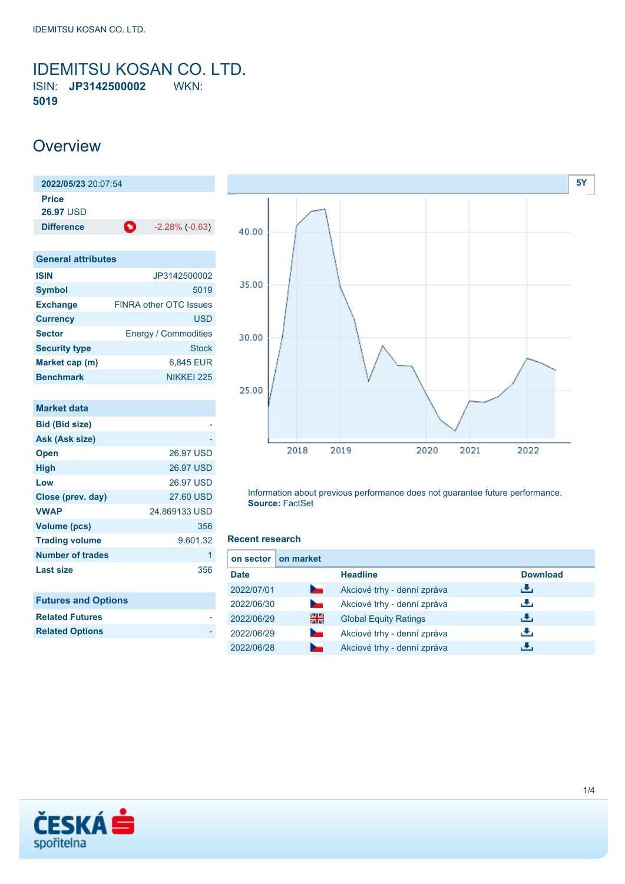# IDEMITSU KOSAN CO. LTD.

ISIN: **JP3142500002** WKN: **5019**

## Overview

| 2022/05/23 20:07:54 | |
|---|---|
| Price | |
| 26.97 USD | |
| Difference | -2.28% (-0.63) |

| General attributes | |
|---|---|
| ISIN | JP3142500002 |
| Symbol | 5019 |
| Exchange | FINRA other OTC Issues |
| Currency | USD |
| Sector | Energy / Commodities |
| Security type | Stock |
| Market cap (m) | 6,845 EUR |
| Benchmark | NIKKEI 225 |

| Market data | |
|---|---|
| Bid (Bid size) | - |
| Ask (Ask size) | - |
| Open | 26.97 USD |
| High | 26.97 USD |
| Low | 26.97 USD |
| Close (prev. day) | 27.60 USD |
| VWAP | 24.869133 USD |
| Volume (pcs) | 356 |
| Trading volume | 9,601.32 |
| Number of trades | 1 |
| Last size | 356 |

| Futures and Options | |
|---|---|
| Related Futures | - |
| Related Options | - |

Information about previous performance does not guarantee future performance.
**Source:** FactSet

### Recent research

on sector | on market

| Date | | Headline | Download |
|---|---|---|---|
| 2022/07/01 | | Akciové trhy - denní zpráva | |
| 2022/06/30 | | Akciové trhy - denní zpráva | |
| 2022/06/29 | | Global Equity Ratings | |
| 2022/06/29 | | Akciové trhy - denní zpráva | |
| 2022/06/28 | | Akciové trhy - denní zpráva | |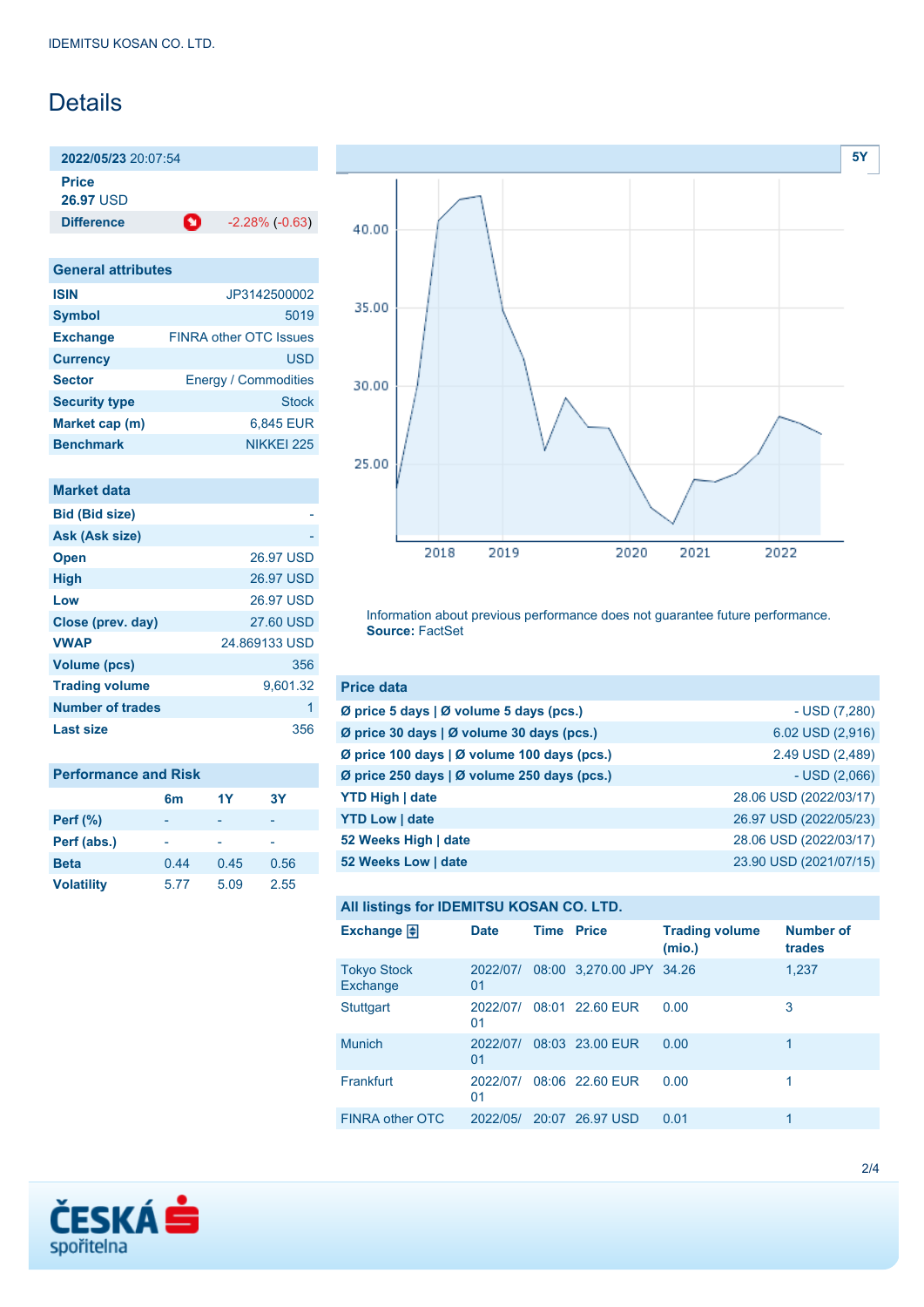# Details

| 2022/05/23 20:07:54 | |
|---|---|
| **Price** | |
| **26.97** USD | |
| **Difference** | -2.28% (-0.63) |

| General attributes | |
|---|---|
| **ISIN** | JP3142500002 |
| **Symbol** | 5019 |
| **Exchange** | FINRA other OTC Issues |
| **Currency** | USD |
| **Sector** | Energy / Commodities |
| **Security type** | Stock |
| **Market cap (m)** | 6,845 EUR |
| **Benchmark** | NIKKEI 225 |

| Market data | |
|---|---|
| **Bid (Bid size)** | - |
| **Ask (Ask size)** | - |
| **Open** | 26.97 USD |
| **High** | 26.97 USD |
| **Low** | 26.97 USD |
| **Close (prev. day)** | 27.60 USD |
| **VWAP** | 24.869133 USD |
| **Volume (pcs)** | 356 |
| **Trading volume** | 9,601.32 |
| **Number of trades** | 1 |
| **Last size** | 356 |

| Performance and Risk | 6m | 1Y | 3Y |
|---|---|---|---|
| **Perf (%)** | - | - | - |
| **Perf (abs.)** | - | - | - |
| **Beta** | 0.44 | 0.45 | 0.56 |
| **Volatility** | 5.77 | 5.09 | 2.55 |

Information about previous performance does not guarantee future performance.
**Source:** FactSet

| Price data | |
|---|---|
| **Ø price 5 days \| Ø volume 5 days (pcs.)** | - USD (7,280) |
| **Ø price 30 days \| Ø volume 30 days (pcs.)** | 6.02 USD (2,916) |
| **Ø price 100 days \| Ø volume 100 days (pcs.)** | 2.49 USD (2,489) |
| **Ø price 250 days \| Ø volume 250 days (pcs.)** | - USD (2,066) |
| **YTD High \| date** | 28.06 USD (2022/03/17) |
| **YTD Low \| date** | 26.97 USD (2022/05/23) |
| **52 Weeks High \| date** | 28.06 USD (2022/03/17) |
| **52 Weeks Low \| date** | 23.90 USD (2021/07/15) |

**All listings for IDEMITSU KOSAN CO. LTD.**

| Exchange | Date | Time | Price | Trading volume (mio.) | Number of trades |
|---|---|---|---|---|---|
| Tokyo Stock Exchange | 2022/07/01 | 08:00 | 3,270.00 JPY | 34.26 | 1,237 |
| Stuttgart | 2022/07/01 | 08:01 | 22.60 EUR | 0.00 | 3 |
| Munich | 2022/07/01 | 08:03 | 23.00 EUR | 0.00 | 1 |
| Frankfurt | 2022/07/01 | 08:06 | 22.60 EUR | 0.00 | 1 |
| FINRA other OTC | 2022/05/ | 20:07 | 26.97 USD | 0.01 | 1 |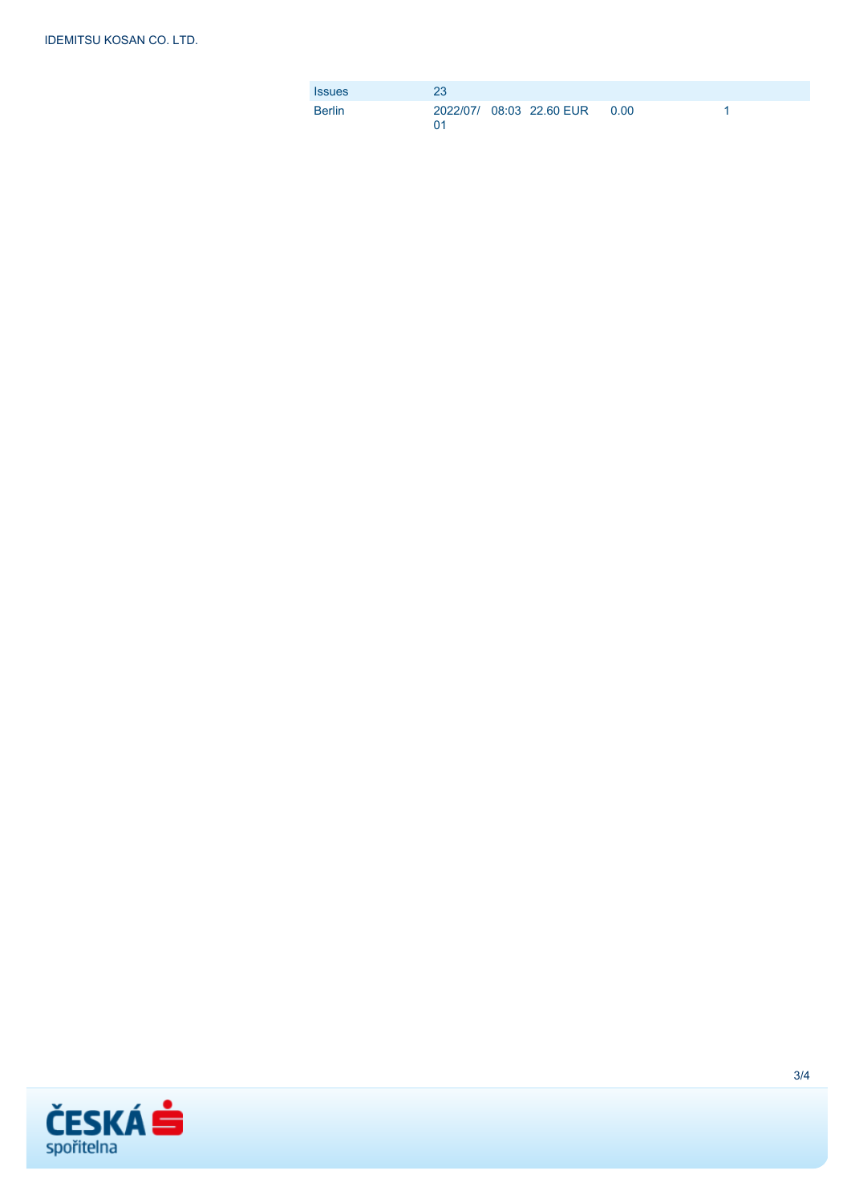| Issues | 23 | | | | |
|---|---|---|---|---|---|
| Berlin | 2022/07/01 | 08:03 | 22.60 EUR | 0.00 | 1 |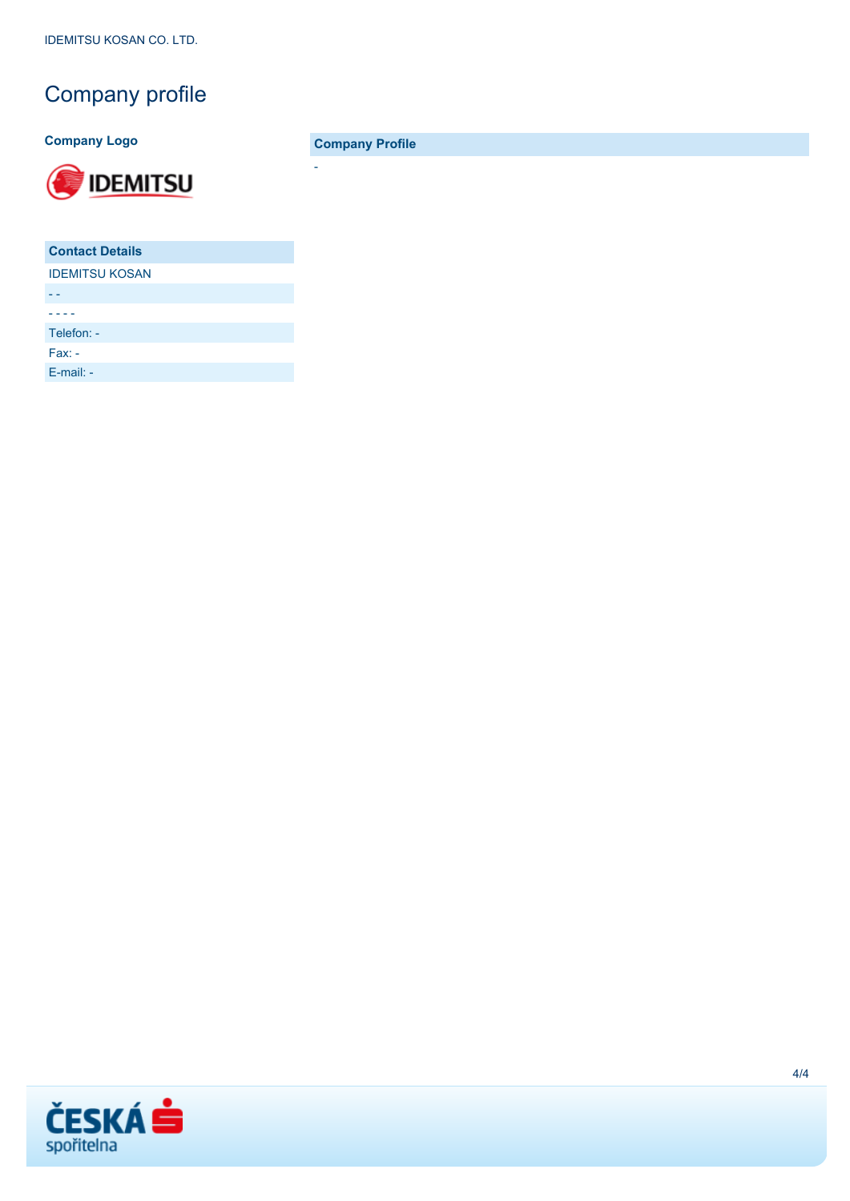# Company profile

**Company Logo**

**Contact Details**

IDEMITSU KOSAN

- -

- - - -

Telefon: -

Fax: -

E-mail: -

**Company Profile**

-